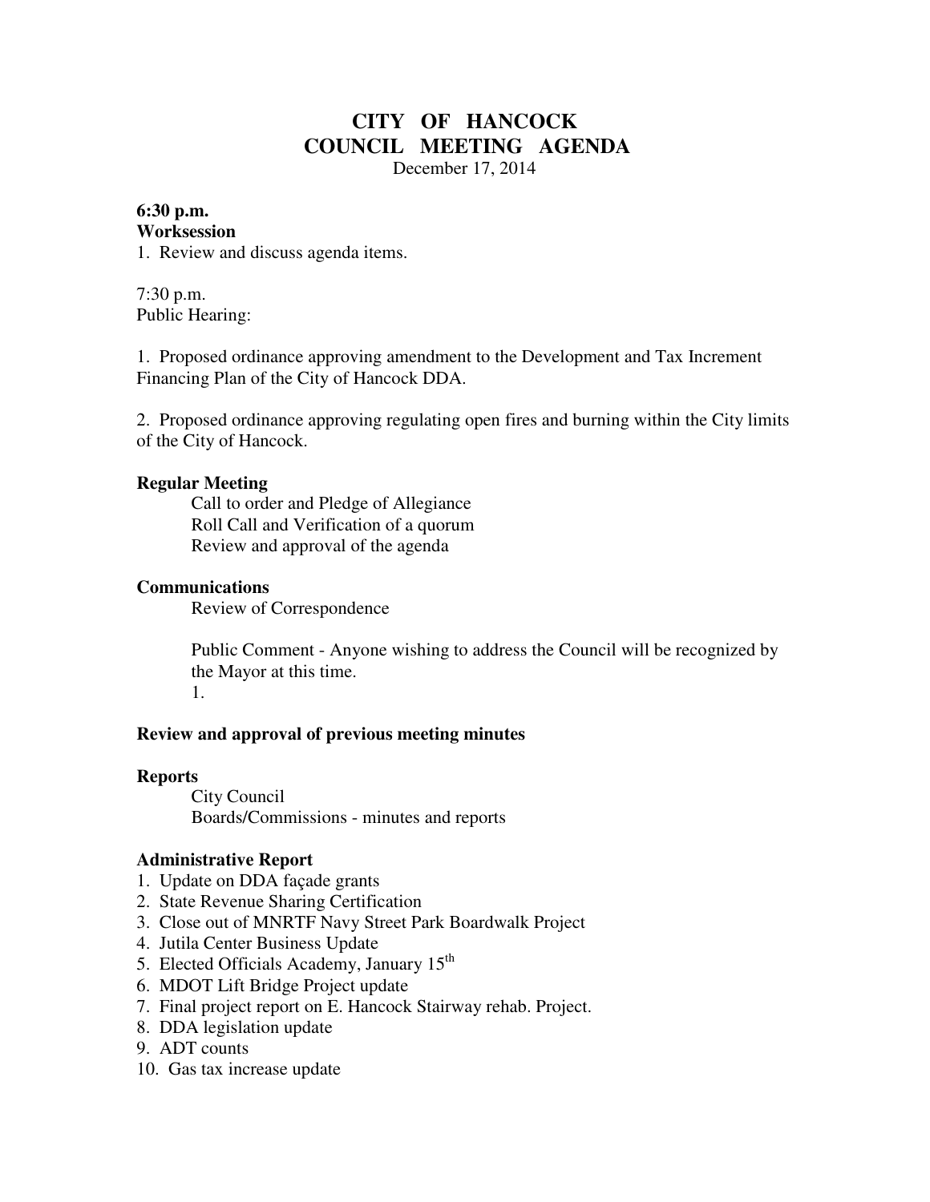# CITY OF HANCOCK
# COUNCIL MEETING AGENDA

December 17, 2014

**6:30 p.m.**
**Worksession**

1. Review and discuss agenda items.

7:30 p.m.
Public Hearing:

1. Proposed ordinance approving amendment to the Development and Tax Increment Financing Plan of the City of Hancock DDA.

2. Proposed ordinance approving regulating open fires and burning within the City limits of the City of Hancock.

**Regular Meeting**

Call to order and Pledge of Allegiance
Roll Call and Verification of a quorum
Review and approval of the agenda

**Communications**

Review of Correspondence

Public Comment - Anyone wishing to address the Council will be recognized by the Mayor at this time.
1.

**Review and approval of previous meeting minutes**

**Reports**

City Council
Boards/Commissions - minutes and reports

**Administrative Report**

1. Update on DDA façade grants
2. State Revenue Sharing Certification
3. Close out of MNRTF Navy Street Park Boardwalk Project
4. Jutila Center Business Update
5. Elected Officials Academy, January 15th
6. MDOT Lift Bridge Project update
7. Final project report on E. Hancock Stairway rehab. Project.
8. DDA legislation update
9. ADT counts
10. Gas tax increase update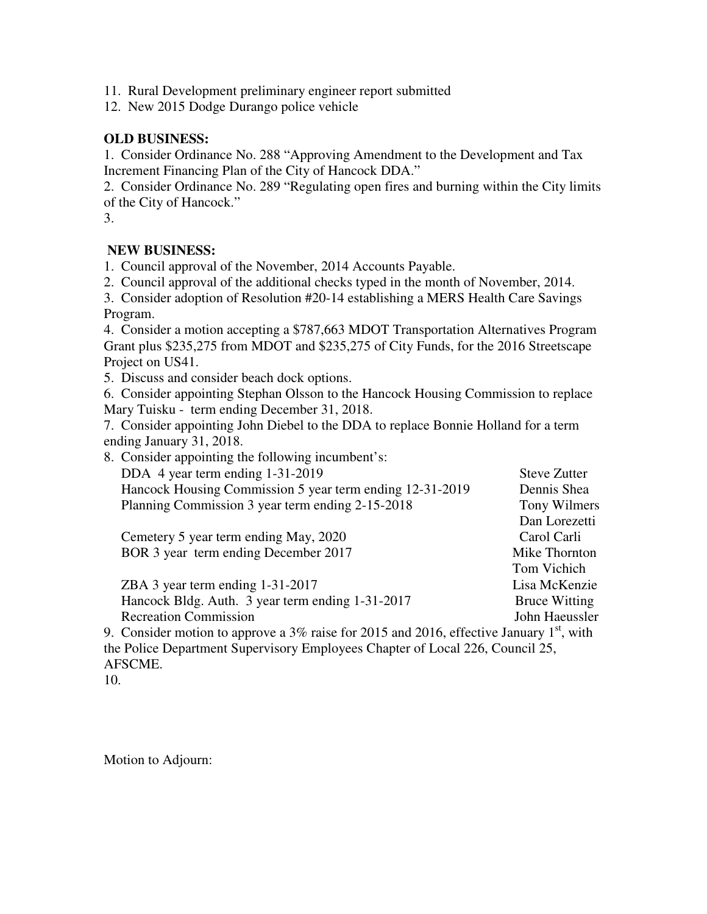11. Rural Development preliminary engineer report submitted
12. New 2015 Dodge Durango police vehicle

**OLD BUSINESS:**

1. Consider Ordinance No. 288 "Approving Amendment to the Development and Tax Increment Financing Plan of the City of Hancock DDA."
2. Consider Ordinance No. 289 "Regulating open fires and burning within the City limits of the City of Hancock."
3.

**NEW BUSINESS:**

1. Council approval of the November, 2014 Accounts Payable.
2. Council approval of the additional checks typed in the month of November, 2014.
3. Consider adoption of Resolution #20-14 establishing a MERS Health Care Savings Program.
4. Consider a motion accepting a $787,663 MDOT Transportation Alternatives Program Grant plus $235,275 from MDOT and $235,275 of City Funds, for the 2016 Streetscape Project on US41.
5. Discuss and consider beach dock options.
6. Consider appointing Stephan Olsson to the Hancock Housing Commission to replace Mary Tuisku - term ending December 31, 2018.
7. Consider appointing John Diebel to the DDA to replace Bonnie Holland for a term ending January 31, 2018.
8. Consider appointing the following incumbent's:

| | |
|---|---|
| DDA 4 year term ending 1-31-2019 | Steve Zutter |
| Hancock Housing Commission 5 year term ending 12-31-2019 | Dennis Shea |
| Planning Commission 3 year term ending 2-15-2018 | Tony Wilmers |
| | Dan Lorezetti |
| Cemetery 5 year term ending May, 2020 | Carol Carli |
| BOR 3 year term ending December 2017 | Mike Thornton |
| | Tom Vichich |
| ZBA 3 year term ending 1-31-2017 | Lisa McKenzie |
| Hancock Bldg. Auth. 3 year term ending 1-31-2017 | Bruce Witting |
| Recreation Commission | John Haeussler |

9. Consider motion to approve a 3% raise for 2015 and 2016, effective January 1st, with the Police Department Supervisory Employees Chapter of Local 226, Council 25, AFSCME.
10.

Motion to Adjourn: